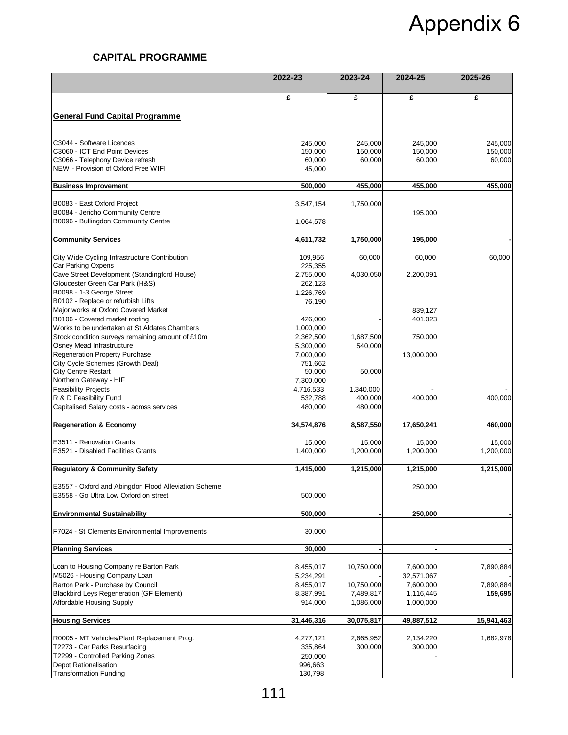# Appendix 6

## CAPITAL PROGRAMME

| | 2022-23 | 2023-24 | 2024-25 | 2025-26 |
|---|---|---|---|---|
| | £ | £ | £ | £ |
| **General Fund Capital Programme** | | | | |
| C3044 - Software Licences | 245,000 | 245,000 | 245,000 | 245,000 |
| C3060 - ICT End Point Devices | 150,000 | 150,000 | 150,000 | 150,000 |
| C3066 - Telephony Device refresh | 60,000 | 60,000 | 60,000 | 60,000 |
| NEW - Provision of Oxford Free WIFI | 45,000 | | | |
| **Business Improvement** | **500,000** | **455,000** | **455,000** | **455,000** |
| B0083 - East Oxford Project | 3,547,154 | 1,750,000 | | |
| B0084 - Jericho Community Centre | | | 195,000 | |
| B0096 - Bullingdon Community Centre | 1,064,578 | | | |
| **Community Services** | **4,611,732** | **1,750,000** | **195,000** | **-** |
| City Wide Cycling Infrastructure Contribution | 109,956 | 60,000 | 60,000 | 60,000 |
| Car Parking Oxpens | 225,355 | | | |
| Cave Street Development (Standingford House) | 2,755,000 | 4,030,050 | 2,200,091 | |
| Gloucester Green Car Park (H&S) | 262,123 | | | |
| B0098 - 1-3 George Street | 1,226,769 | | | |
| B0102 - Replace or refurbish Lifts | 76,190 | | | |
| Major works at Oxford Covered Market | | | 839,127 | |
| B0106 - Covered market roofing | 426,000 | - | 401,023 | |
| Works to be undertaken at St Aldates Chambers | 1,000,000 | | | |
| Stock condition surveys remaining amount of £10m | 2,362,500 | 1,687,500 | 750,000 | |
| Osney Mead Infrastructure | 5,300,000 | 540,000 | | |
| Regeneration Property Purchase | 7,000,000 | | 13,000,000 | |
| City Cycle Schemes (Growth Deal) | 751,662 | | | |
| City Centre Restart | 50,000 | 50,000 | | |
| Northern Gateway - HIF | 7,300,000 | | | |
| Feasibility Projects | 4,716,533 | 1,340,000 | - | - |
| R & D Feasibility Fund | 532,788 | 400,000 | 400,000 | 400,000 |
| Capitalised Salary costs - across services | 480,000 | 480,000 | | |
| **Regeneration & Economy** | **34,574,876** | **8,587,550** | **17,650,241** | **460,000** |
| E3511 - Renovation Grants | 15,000 | 15,000 | 15,000 | 15,000 |
| E3521 - Disabled Facilities Grants | 1,400,000 | 1,200,000 | 1,200,000 | 1,200,000 |
| **Regulatory & Community Safety** | **1,415,000** | **1,215,000** | **1,215,000** | **1,215,000** |
| E3557 - Oxford and Abingdon Flood Alleviation Scheme | | | 250,000 | |
| E3558 - Go Ultra Low Oxford on street | 500,000 | | | |
| **Environmental Sustainability** | **500,000** | **-** | **250,000** | **-** |
| F7024 - St Clements Environmental Improvements | 30,000 | | | |
| **Planning Services** | **30,000** | **-** | **-** | **-** |
| Loan to Housing Company re Barton Park | 8,455,017 | 10,750,000 | 7,600,000 | 7,890,884 |
| M5026 - Housing Company Loan | 5,234,291 | - | 32,571,067 | - |
| Barton Park - Purchase by Council | 8,455,017 | 10,750,000 | 7,600,000 | 7,890,884 |
| Blackbird Leys Regeneration (GF Element) | 8,387,991 | 7,489,817 | 1,116,445 | **159,695** |
| Affordable Housing Supply | 914,000 | 1,086,000 | 1,000,000 | |
| **Housing Services** | **31,446,316** | **30,075,817** | **49,887,512** | **15,941,463** |
| R0005 - MT Vehicles/Plant Replacement Prog. | 4,277,121 | 2,665,952 | 2,134,220 | 1,682,978 |
| T2273 - Car Parks Resurfacing | 335,864 | 300,000 | 300,000 | |
| T2299 - Controlled Parking Zones | 250,000 | | - | |
| Depot Rationalisation | 996,663 | | | |
| Transformation Funding | 130,798 | | | |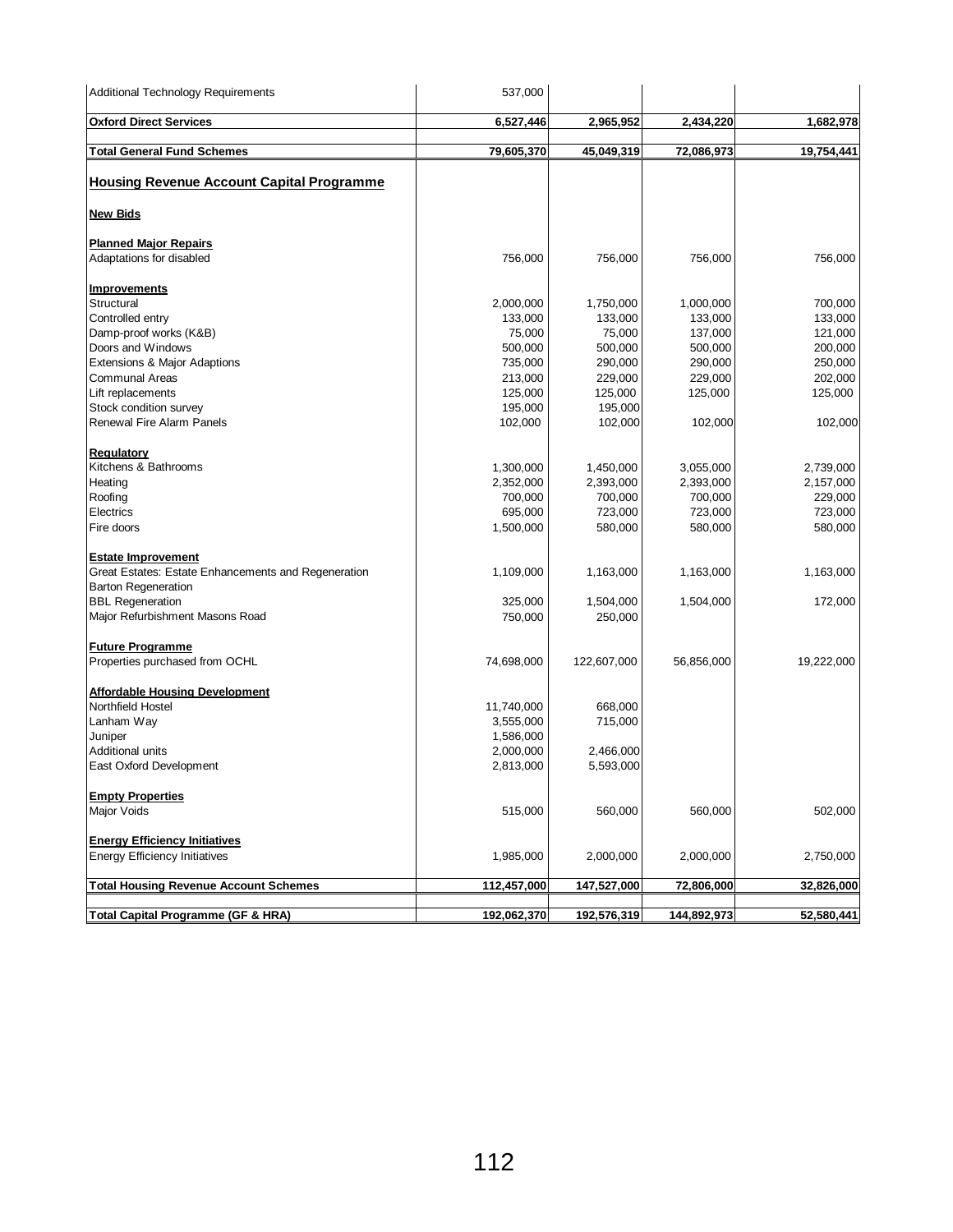| | | | | |
|---|---|---|---|---|
| Additional Technology Requirements | 537,000 | | | |
| **Oxford Direct Services** | **6,527,446** | **2,965,952** | **2,434,220** | **1,682,978** |
| **Total General Fund Schemes** | **79,605,370** | **45,049,319** | **72,086,973** | **19,754,441** |
| **Housing Revenue Account Capital Programme** | | | | |
| **New Bids** | | | | |
| **Planned Major Repairs** | | | | |
| Adaptations for disabled | 756,000 | 756,000 | 756,000 | 756,000 |
| **Improvements** | | | | |
| Structural | 2,000,000 | 1,750,000 | 1,000,000 | 700,000 |
| Controlled entry | 133,000 | 133,000 | 133,000 | 133,000 |
| Damp-proof works (K&B) | 75,000 | 75,000 | 137,000 | 121,000 |
| Doors and Windows | 500,000 | 500,000 | 500,000 | 200,000 |
| Extensions & Major Adaptions | 735,000 | 290,000 | 290,000 | 250,000 |
| Communal Areas | 213,000 | 229,000 | 229,000 | 202,000 |
| Lift replacements | 125,000 | 125,000 | 125,000 | 125,000 |
| Stock condition survey | 195,000 | 195,000 | | |
| Renewal Fire Alarm Panels | 102,000 | 102,000 | 102,000 | 102,000 |
| **Regulatory** | | | | |
| Kitchens & Bathrooms | 1,300,000 | 1,450,000 | 3,055,000 | 2,739,000 |
| Heating | 2,352,000 | 2,393,000 | 2,393,000 | 2,157,000 |
| Roofing | 700,000 | 700,000 | 700,000 | 229,000 |
| Electrics | 695,000 | 723,000 | 723,000 | 723,000 |
| Fire doors | 1,500,000 | 580,000 | 580,000 | 580,000 |
| **Estate Improvement** | | | | |
| Great Estates: Estate Enhancements and Regeneration | 1,109,000 | 1,163,000 | 1,163,000 | 1,163,000 |
| Barton Regeneration | | | | |
| BBL Regeneration | 325,000 | 1,504,000 | 1,504,000 | 172,000 |
| Major Refurbishment Masons Road | 750,000 | 250,000 | | |
| **Future Programme** | | | | |
| Properties purchased from OCHL | 74,698,000 | 122,607,000 | 56,856,000 | 19,222,000 |
| **Affordable Housing Development** | | | | |
| Northfield Hostel | 11,740,000 | 668,000 | | |
| Lanham Way | 3,555,000 | 715,000 | | |
| Juniper | 1,586,000 | | | |
| Additional units | 2,000,000 | 2,466,000 | | |
| East Oxford Development | 2,813,000 | 5,593,000 | | |
| **Empty Properties** | | | | |
| Major Voids | 515,000 | 560,000 | 560,000 | 502,000 |
| **Energy Efficiency Initiatives** | | | | |
| Energy Efficiency Initiatives | 1,985,000 | 2,000,000 | 2,000,000 | 2,750,000 |
| **Total Housing Revenue Account Schemes** | **112,457,000** | **147,527,000** | **72,806,000** | **32,826,000** |
| **Total Capital Programme (GF & HRA)** | **192,062,370** | **192,576,319** | **144,892,973** | **52,580,441** |